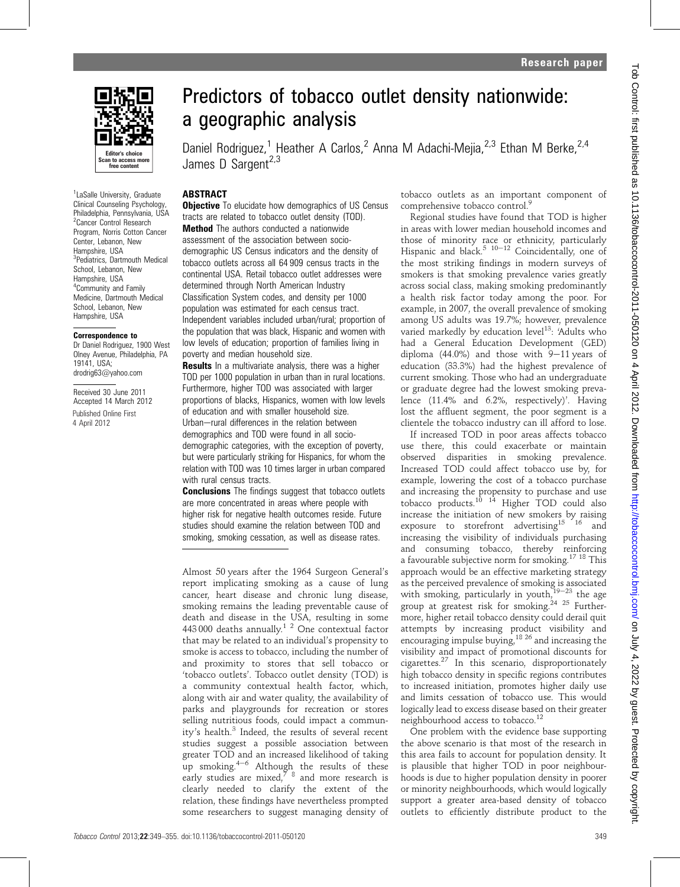# Predictors of tobacco outlet density nationwide: a geographic analysis

Daniel Rodriguez,[1] Heather A Carlos,[2] Anna M Adachi-Mejia,[2,3] Ethan M Berke,[2,4] James D Sargent[2,3]

[1]LaSalle University, Graduate Clinical Counseling Psychology, Philadelphia, Pennsylvania, USA
[2]Cancer Control Research Program, Norris Cotton Cancer Center, Lebanon, New Hampshire, USA
[3]Pediatrics, Dartmouth Medical School, Lebanon, New Hampshire, USA
[4]Community and Family Medicine, Dartmouth Medical School, Lebanon, New Hampshire, USA

**Correspondence to**
Dr Daniel Rodriguez, 1900 West Olney Avenue, Philadelphia, PA 19141, USA; drodrig63@yahoo.com

Received 30 June 2011
Accepted 14 March 2012
Published Online First 4 April 2012

## ABSTRACT

**Objective** To elucidate how demographics of US Census tracts are related to tobacco outlet density (TOD).

**Method** The authors conducted a nationwide assessment of the association between socio-demographic US Census indicators and the density of tobacco outlets across all 64 909 census tracts in the continental USA. Retail tobacco outlet addresses were determined through North American Industry Classification System codes, and density per 1000 population was estimated for each census tract. Independent variables included urban/rural; proportion of the population that was black, Hispanic and women with low levels of education; proportion of families living in poverty and median household size.

**Results** In a multivariate analysis, there was a higher TOD per 1000 population in urban than in rural locations. Furthermore, higher TOD was associated with larger proportions of blacks, Hispanics, women with low levels of education and with smaller household size. Urban–rural differences in the relation between demographics and TOD were found in all socio-demographic categories, with the exception of poverty, but were particularly striking for Hispanics, for whom the relation with TOD was 10 times larger in urban compared with rural census tracts.

**Conclusions** The findings suggest that tobacco outlets are more concentrated in areas where people with higher risk for negative health outcomes reside. Future studies should examine the relation between TOD and smoking, smoking cessation, as well as disease rates.

Almost 50 years after the 1964 Surgeon General's report implicating smoking as a cause of lung cancer, heart disease and chronic lung disease, smoking remains the leading preventable cause of death and disease in the USA, resulting in some 443 000 deaths annually.[1,2] One contextual factor that may be related to an individual's propensity to smoke is access to tobacco, including the number of and proximity to stores that sell tobacco or 'tobacco outlets'. Tobacco outlet density (TOD) is a community contextual health factor, which, along with air and water quality, the availability of parks and playgrounds for recreation or stores selling nutritious foods, could impact a community's health.[3] Indeed, the results of several recent studies suggest a possible association between greater TOD and an increased likelihood of taking up smoking.[4–6] Although the results of some early studies are mixed,[7,8] and more research is clearly needed to clarify the extent of the relation, these findings have nevertheless prompted some researchers to suggest managing density of tobacco outlets as an important component of comprehensive tobacco control.[9]

Regional studies have found that TOD is higher in areas with lower median household incomes and those of minority race or ethnicity, particularly Hispanic and black.[5,10–12] Coincidentally, one of the most striking findings in modern surveys of smokers is that smoking prevalence varies greatly across social class, making smoking predominantly a health risk factor today among the poor. For example, in 2007, the overall prevalence of smoking among US adults was 19.7%; however, prevalence varied markedly by education level[13]: 'Adults who had a General Education Development (GED) diploma (44.0%) and those with 9–11 years of education (33.3%) had the highest prevalence of current smoking. Those who had an undergraduate or graduate degree had the lowest smoking prevalence (11.4% and 6.2%, respectively)'. Having lost the affluent segment, the poor segment is a clientele the tobacco industry can ill afford to lose.

If increased TOD in poor areas affects tobacco use there, this could exacerbate or maintain observed disparities in smoking prevalence. Increased TOD could affect tobacco use by, for example, lowering the cost of a tobacco purchase and increasing the propensity to purchase and use tobacco products.[10,14] Higher TOD could also increase the initiation of new smokers by raising exposure to storefront advertising[15,16] and increasing the visibility of individuals purchasing and consuming tobacco, thereby reinforcing a favourable subjective norm for smoking.[17,18] This approach would be an effective marketing strategy as the perceived prevalence of smoking is associated with smoking, particularly in youth,[19–23] the age group at greatest risk for smoking.[24,25] Furthermore, higher retail tobacco density could derail quit attempts by increasing product visibility and encouraging impulse buying,[18,26] and increasing the visibility and impact of promotional discounts for cigarettes.[27] In this scenario, disproportionately high tobacco density in specific regions contributes to increased initiation, promotes higher daily use and limits cessation of tobacco use. This would logically lead to excess disease based on their greater neighbourhood access to tobacco.[12]

One problem with the evidence base supporting the above scenario is that most of the research in this area fails to account for population density. It is plausible that higher TOD in poor neighbourhoods is due to higher population density in poorer or minority neighbourhoods, which would logically support a greater area-based density of tobacco outlets to efficiently distribute product to the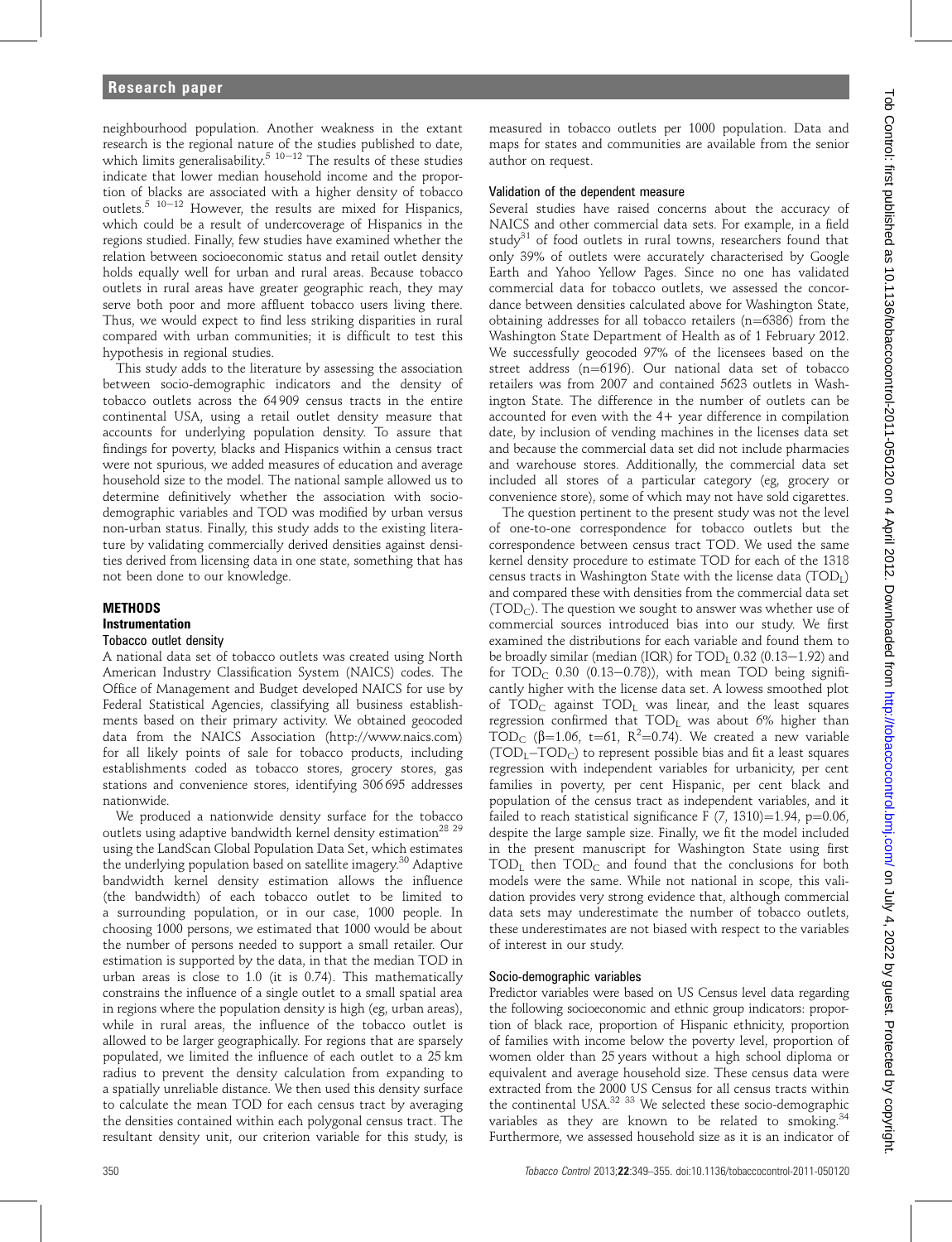neighbourhood population. Another weakness in the extant research is the regional nature of the studies published to date, which limits generalisability.[5 10–12] The results of these studies indicate that lower median household income and the proportion of blacks are associated with a higher density of tobacco outlets.[5 10–12] However, the results are mixed for Hispanics, which could be a result of undercoverage of Hispanics in the regions studied. Finally, few studies have examined whether the relation between socioeconomic status and retail outlet density holds equally well for urban and rural areas. Because tobacco outlets in rural areas have greater geographic reach, they may serve both poor and more affluent tobacco users living there. Thus, we would expect to find less striking disparities in rural compared with urban communities; it is difficult to test this hypothesis in regional studies.

This study adds to the literature by assessing the association between socio-demographic indicators and the density of tobacco outlets across the 64 909 census tracts in the entire continental USA, using a retail outlet density measure that accounts for underlying population density. To assure that findings for poverty, blacks and Hispanics within a census tract were not spurious, we added measures of education and average household size to the model. The national sample allowed us to determine definitively whether the association with socio-demographic variables and TOD was modified by urban versus non-urban status. Finally, this study adds to the existing literature by validating commercially derived densities against densities derived from licensing data in one state, something that has not been done to our knowledge.

## METHODS

### Instrumentation

#### Tobacco outlet density

A national data set of tobacco outlets was created using North American Industry Classification System (NAICS) codes. The Office of Management and Budget developed NAICS for use by Federal Statistical Agencies, classifying all business establishments based on their primary activity. We obtained geocoded data from the NAICS Association (http://www.naics.com) for all likely points of sale for tobacco products, including establishments coded as tobacco stores, grocery stores, gas stations and convenience stores, identifying 306 695 addresses nationwide.

We produced a nationwide density surface for the tobacco outlets using adaptive bandwidth kernel density estimation[28 29] using the LandScan Global Population Data Set, which estimates the underlying population based on satellite imagery.[30] Adaptive bandwidth kernel density estimation allows the influence (the bandwidth) of each tobacco outlet to be limited to a surrounding population, or in our case, 1000 people. In choosing 1000 persons, we estimated that 1000 would be about the number of persons needed to support a small retailer. Our estimation is supported by the data, in that the median TOD in urban areas is close to 1.0 (it is 0.74). This mathematically constrains the influence of a single outlet to a small spatial area in regions where the population density is high (eg, urban areas), while in rural areas, the influence of the tobacco outlet is allowed to be larger geographically. For regions that are sparsely populated, we limited the influence of each outlet to a 25 km radius to prevent the density calculation from expanding to a spatially unreliable distance. We then used this density surface to calculate the mean TOD for each census tract by averaging the densities contained within each polygonal census tract. The resultant density unit, our criterion variable for this study, is measured in tobacco outlets per 1000 population. Data and maps for states and communities are available from the senior author on request.

#### Validation of the dependent measure

Several studies have raised concerns about the accuracy of NAICS and other commercial data sets. For example, in a field study[31] of food outlets in rural towns, researchers found that only 39% of outlets were accurately characterised by Google Earth and Yahoo Yellow Pages. Since no one has validated commercial data for tobacco outlets, we assessed the concordance between densities calculated above for Washington State, obtaining addresses for all tobacco retailers (n=6386) from the Washington State Department of Health as of 1 February 2012. We successfully geocoded 97% of the licensees based on the street address (n=6196). Our national data set of tobacco retailers was from 2007 and contained 5623 outlets in Washington State. The difference in the number of outlets can be accounted for even with the 4+ year difference in compilation date, by inclusion of vending machines in the licenses data set and because the commercial data set did not include pharmacies and warehouse stores. Additionally, the commercial data set included all stores of a particular category (eg, grocery or convenience store), some of which may not have sold cigarettes.

The question pertinent to the present study was not the level of one-to-one correspondence for tobacco outlets but the correspondence between census tract TOD. We used the same kernel density procedure to estimate TOD for each of the 1318 census tracts in Washington State with the license data ($TOD_L$) and compared these with densities from the commercial data set ($TOD_C$). The question we sought to answer was whether use of commercial sources introduced bias into our study. We first examined the distributions for each variable and found them to be broadly similar (median (IQR) for $TOD_L$ 0.32 (0.13–1.92) and for $TOD_C$ 0.30 (0.13–0.78)), with mean TOD being significantly higher with the license data set. A lowess smoothed plot of $TOD_C$ against $TOD_L$ was linear, and the least squares regression confirmed that $TOD_L$ was about 6% higher than $TOD_C$ ($\beta$=1.06, t=61, $R^2$=0.74). We created a new variable ($TOD_L$−$TOD_C$) to represent possible bias and fit a least squares regression with independent variables for urbanicity, per cent families in poverty, per cent Hispanic, per cent black and population of the census tract as independent variables, and it failed to reach statistical significance $F$ (7, 1310)=1.94, p=0.06, despite the large sample size. Finally, we fit the model included in the present manuscript for Washington State using first $TOD_L$ then $TOD_C$ and found that the conclusions for both models were the same. While not national in scope, this validation provides very strong evidence that, although commercial data sets may underestimate the number of tobacco outlets, these underestimates are not biased with respect to the variables of interest in our study.

#### Socio-demographic variables

Predictor variables were based on US Census level data regarding the following socioeconomic and ethnic group indicators: proportion of black race, proportion of Hispanic ethnicity, proportion of families with income below the poverty level, proportion of women older than 25 years without a high school diploma or equivalent and average household size. These census data were extracted from the 2000 US Census for all census tracts within the continental USA.[32 33] We selected these socio-demographic variables as they are known to be related to smoking.[34] Furthermore, we assessed household size as it is an indicator of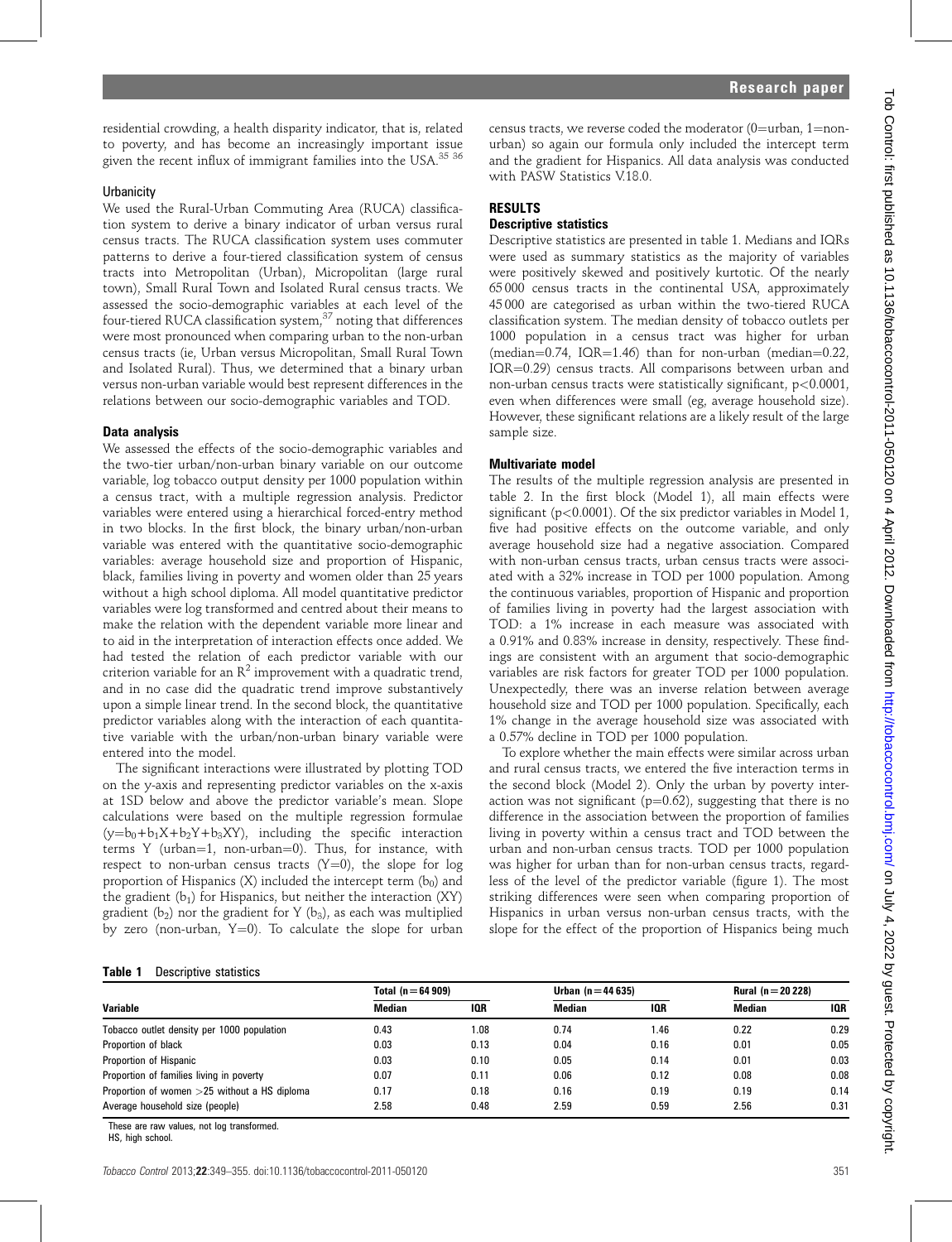residential crowding, a health disparity indicator, that is, related to poverty, and has become an increasingly important issue given the recent influx of immigrant families into the USA.[35 36]

### Urbanicity

We used the Rural-Urban Commuting Area (RUCA) classification system to derive a binary indicator of urban versus rural census tracts. The RUCA classification system uses commuter patterns to derive a four-tiered classification system of census tracts into Metropolitan (Urban), Micropolitan (large rural town), Small Rural Town and Isolated Rural census tracts. We assessed the socio-demographic variables at each level of the four-tiered RUCA classification system,[37] noting that differences were most pronounced when comparing urban to the non-urban census tracts (ie, Urban versus Micropolitan, Small Rural Town and Isolated Rural). Thus, we determined that a binary urban versus non-urban variable would best represent differences in the relations between our socio-demographic variables and TOD.

## Data analysis

We assessed the effects of the socio-demographic variables and the two-tier urban/non-urban binary variable on our outcome variable, log tobacco output density per 1000 population within a census tract, with a multiple regression analysis. Predictor variables were entered using a hierarchical forced-entry method in two blocks. In the first block, the binary urban/non-urban variable was entered with the quantitative socio-demographic variables: average household size and proportion of Hispanic, black, families living in poverty and women older than 25 years without a high school diploma. All model quantitative predictor variables were log transformed and centred about their means to make the relation with the dependent variable more linear and to aid in the interpretation of interaction effects once added. We had tested the relation of each predictor variable with our criterion variable for an $R^2$ improvement with a quadratic trend, and in no case did the quadratic trend improve substantively upon a simple linear trend. In the second block, the quantitative predictor variables along with the interaction of each quantitative variable with the urban/non-urban binary variable were entered into the model.

The significant interactions were illustrated by plotting TOD on the y-axis and representing predictor variables on the x-axis at 1SD below and above the predictor variable's mean. Slope calculations were based on the multiple regression formulae ($y=b_0+b_1X+b_2Y+b_3XY$), including the specific interaction terms Y (urban=1, non-urban=0). Thus, for instance, with respect to non-urban census tracts ($Y=0$), the slope for log proportion of Hispanics (X) included the intercept term ($b_0$) and the gradient ($b_1$) for Hispanics, but neither the interaction (XY) gradient ($b_2$) nor the gradient for Y ($b_3$), as each was multiplied by zero (non-urban, $Y=0$). To calculate the slope for urban census tracts, we reverse coded the moderator (0=urban, 1=non-urban) so again our formula only included the intercept term and the gradient for Hispanics. All data analysis was conducted with PASW Statistics V.18.0.

## RESULTS

### Descriptive statistics

Descriptive statistics are presented in table 1. Medians and IQRs were used as summary statistics as the majority of variables were positively skewed and positively kurtotic. Of the nearly 65 000 census tracts in the continental USA, approximately 45 000 are categorised as urban within the two-tiered RUCA classification system. The median density of tobacco outlets per 1000 population in a census tract was higher for urban (median=0.74, IQR=1.46) than for non-urban (median=0.22, IQR=0.29) census tracts. All comparisons between urban and non-urban census tracts were statistically significant, $p<0.0001$, even when differences were small (eg, average household size). However, these significant relations are a likely result of the large sample size.

### Multivariate model

The results of the multiple regression analysis are presented in table 2. In the first block (Model 1), all main effects were significant ($p<0.0001$). Of the six predictor variables in Model 1, five had positive effects on the outcome variable, and only average household size had a negative association. Compared with non-urban census tracts, urban census tracts were associated with a 32% increase in TOD per 1000 population. Among the continuous variables, proportion of Hispanic and proportion of families living in poverty had the largest association with TOD: a 1% increase in each measure was associated with a 0.91% and 0.83% increase in density, respectively. These findings are consistent with an argument that socio-demographic variables are risk factors for greater TOD per 1000 population. Unexpectedly, there was an inverse relation between average household size and TOD per 1000 population. Specifically, each 1% change in the average household size was associated with a 0.57% decline in TOD per 1000 population.

To explore whether the main effects were similar across urban and rural census tracts, we entered the five interaction terms in the second block (Model 2). Only the urban by poverty interaction was not significant ($p=0.62$), suggesting that there is no difference in the association between the proportion of families living in poverty within a census tract and TOD between the urban and non-urban census tracts. TOD per 1000 population was higher for urban than for non-urban census tracts, regardless of the level of the predictor variable (figure 1). The most striking differences were seen when comparing proportion of Hispanics in urban versus non-urban census tracts, with the slope for the effect of the proportion of Hispanics being much

**Table 1** Descriptive statistics

| Variable | Total (n=64 909) | | Urban (n=44 635) | | Rural (n=20 228) | |
|---|---|---|---|---|---|---|
| | Median | IQR | Median | IQR | Median | IQR |
| Tobacco outlet density per 1000 population | 0.43 | 1.08 | 0.74 | 1.46 | 0.22 | 0.29 |
| Proportion of black | 0.03 | 0.13 | 0.04 | 0.16 | 0.01 | 0.05 |
| Proportion of Hispanic | 0.03 | 0.10 | 0.05 | 0.14 | 0.01 | 0.03 |
| Proportion of families living in poverty | 0.07 | 0.11 | 0.06 | 0.12 | 0.08 | 0.08 |
| Proportion of women >25 without a HS diploma | 0.17 | 0.18 | 0.16 | 0.19 | 0.19 | 0.14 |
| Average household size (people) | 2.58 | 0.48 | 2.59 | 0.59 | 2.56 | 0.31 |

These are raw values, not log transformed.
HS, high school.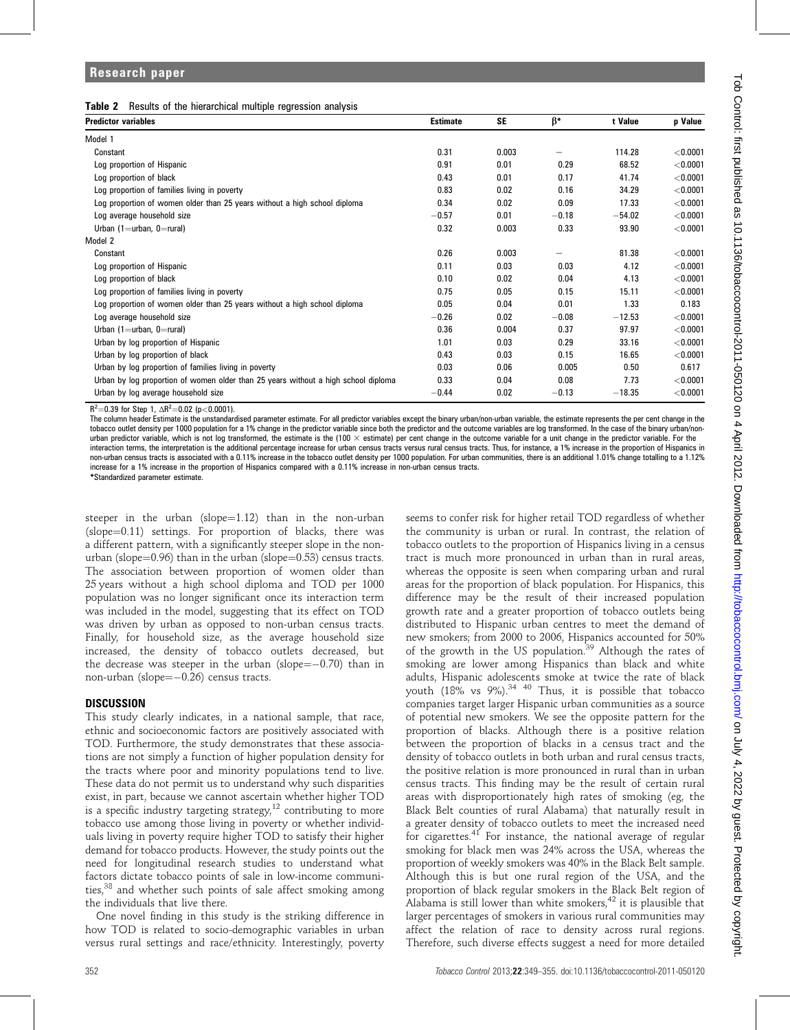**Table 2** Results of the hierarchical multiple regression analysis

| Predictor variables | Estimate | SE | β* | t Value | p Value |
|---|---|---|---|---|---|
| Model 1 | | | | | |
| Constant | 0.31 | 0.003 | – | 114.28 | <0.0001 |
| Log proportion of Hispanic | 0.91 | 0.01 | 0.29 | 68.52 | <0.0001 |
| Log proportion of black | 0.43 | 0.01 | 0.17 | 41.74 | <0.0001 |
| Log proportion of families living in poverty | 0.83 | 0.02 | 0.16 | 34.29 | <0.0001 |
| Log proportion of women older than 25 years without a high school diploma | 0.34 | 0.02 | 0.09 | 17.33 | <0.0001 |
| Log average household size | −0.57 | 0.01 | −0.18 | −54.02 | <0.0001 |
| Urban (1=urban, 0=rural) | 0.32 | 0.003 | 0.33 | 93.90 | <0.0001 |
| Model 2 | | | | | |
| Constant | 0.26 | 0.003 | – | 81.38 | <0.0001 |
| Log proportion of Hispanic | 0.11 | 0.03 | 0.03 | 4.12 | <0.0001 |
| Log proportion of black | 0.10 | 0.02 | 0.04 | 4.13 | <0.0001 |
| Log proportion of families living in poverty | 0.75 | 0.05 | 0.15 | 15.11 | <0.0001 |
| Log proportion of women older than 25 years without a high school diploma | 0.05 | 0.04 | 0.01 | 1.33 | 0.183 |
| Log average household size | −0.26 | 0.02 | −0.08 | −12.53 | <0.0001 |
| Urban (1=urban, 0=rural) | 0.36 | 0.004 | 0.37 | 97.97 | <0.0001 |
| Urban by log proportion of Hispanic | 1.01 | 0.03 | 0.29 | 33.16 | <0.0001 |
| Urban by log proportion of black | 0.43 | 0.03 | 0.15 | 16.65 | <0.0001 |
| Urban by log proportion of families living in poverty | 0.03 | 0.06 | 0.005 | 0.50 | 0.617 |
| Urban by log proportion of women older than 25 years without a high school diploma | 0.33 | 0.04 | 0.08 | 7.73 | <0.0001 |
| Urban by log average household size | −0.44 | 0.02 | −0.13 | −18.35 | <0.0001 |

$R^2$=0.39 for Step 1, $\Delta R^2$=0.02 (p<0.0001).

The column header Estimate is the unstandardised parameter estimate. For all predictor variables except the binary urban/non-urban variable, the estimate represents the per cent change in the tobacco outlet density per 1000 population for a 1% change in the predictor variable since both the predictor and the outcome variables are log transformed. In the case of the binary urban/non-urban predictor variable, which is not log transformed, the estimate is the (100 × estimate) per cent change in the outcome variable for a unit change in the predictor variable. For the interaction terms, the interpretation is the additional percentage increase for urban census tracts versus rural census tracts. Thus, for instance, a 1% increase in the proportion of Hispanics in non-urban census tracts is associated with a 0.11% increase in the tobacco outlet density per 1000 population. For urban communities, there is an additional 1.01% change totalling to a 1.12% increase for a 1% increase in the proportion of Hispanics compared with a 0.11% increase in non-urban census tracts.

*Standardized parameter estimate.

steeper in the urban (slope=1.12) than in the non-urban (slope=0.11) settings. For proportion of blacks, there was a different pattern, with a significantly steeper slope in the non-urban (slope=0.96) than in the urban (slope=0.53) census tracts. The association between proportion of women older than 25 years without a high school diploma and TOD per 1000 population was no longer significant once its interaction term was included in the model, suggesting that its effect on TOD was driven by urban as opposed to non-urban census tracts. Finally, for household size, as the average household size increased, the density of tobacco outlets decreased, but the decrease was steeper in the urban (slope=−0.70) than in non-urban (slope=−0.26) census tracts.

## DISCUSSION

This study clearly indicates, in a national sample, that race, ethnic and socioeconomic factors are positively associated with TOD. Furthermore, the study demonstrates that these associations are not simply a function of higher population density for the tracts where poor and minority populations tend to live. These data do not permit us to understand why such disparities exist, in part, because we cannot ascertain whether higher TOD is a specific industry targeting strategy,[12] contributing to more tobacco use among those living in poverty or whether individuals living in poverty require higher TOD to satisfy their higher demand for tobacco products. However, the study points out the need for longitudinal research studies to understand what factors dictate tobacco points of sale in low-income communities,[38] and whether such points of sale affect smoking among the individuals that live there.

One novel finding in this study is the striking difference in how TOD is related to socio-demographic variables in urban versus rural settings and race/ethnicity. Interestingly, poverty seems to confer risk for higher retail TOD regardless of whether the community is urban or rural. In contrast, the relation of tobacco outlets to the proportion of Hispanics living in a census tract is much more pronounced in urban than in rural areas, whereas the opposite is seen when comparing urban and rural areas for the proportion of black population. For Hispanics, this difference may be the result of their increased population growth rate and a greater proportion of tobacco outlets being distributed to Hispanic urban centres to meet the demand of new smokers; from 2000 to 2006, Hispanics accounted for 50% of the growth in the US population.[39] Although the rates of smoking are lower among Hispanics than black and white adults, Hispanic adolescents smoke at twice the rate of black youth (18% vs 9%).[34 40] Thus, it is possible that tobacco companies target larger Hispanic urban communities as a source of potential new smokers. We see the opposite pattern for the proportion of blacks. Although there is a positive relation between the proportion of blacks in a census tract and the density of tobacco outlets in both urban and rural census tracts, the positive relation is more pronounced in rural than in urban census tracts. This finding may be the result of certain rural areas with disproportionately high rates of smoking (eg, the Black Belt counties of rural Alabama) that naturally result in a greater density of tobacco outlets to meet the increased need for cigarettes.[41] For instance, the national average of regular smoking for black men was 24% across the USA, whereas the proportion of weekly smokers was 40% in the Black Belt sample. Although this is but one rural region of the USA, and the proportion of black regular smokers in the Black Belt region of Alabama is still lower than white smokers,[42] it is plausible that larger percentages of smokers in various rural communities may affect the relation of race to density across rural regions. Therefore, such diverse effects suggest a need for more detailed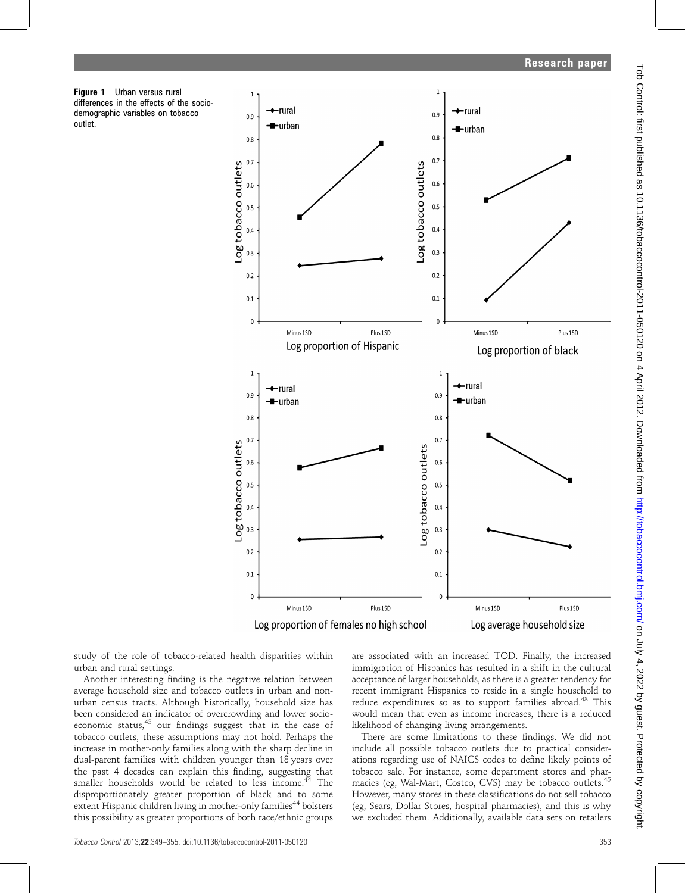**Figure 1** Urban versus rural differences in the effects of the socio-demographic variables on tobacco outlet.

study of the role of tobacco-related health disparities within urban and rural settings.

Another interesting finding is the negative relation between average household size and tobacco outlets in urban and non-urban census tracts. Although historically, household size has been considered an indicator of overcrowding and lower socio-economic status,[43] our findings suggest that in the case of tobacco outlets, these assumptions may not hold. Perhaps the increase in mother-only families along with the sharp decline in dual-parent families with children younger than 18 years over the past 4 decades can explain this finding, suggesting that smaller households would be related to less income.[44] The disproportionately greater proportion of black and to some extent Hispanic children living in mother-only families[44] bolsters this possibility as greater proportions of both race/ethnic groups are associated with an increased TOD. Finally, the increased immigration of Hispanics has resulted in a shift in the cultural acceptance of larger households, as there is a greater tendency for recent immigrant Hispanics to reside in a single household to reduce expenditures so as to support families abroad.[43] This would mean that even as income increases, there is a reduced likelihood of changing living arrangements.

There are some limitations to these findings. We did not include all possible tobacco outlets due to practical considerations regarding use of NAICS codes to define likely points of tobacco sale. For instance, some department stores and pharmacies (eg, Wal-Mart, Costco, CVS) may be tobacco outlets.[45] However, many stores in these classifications do not sell tobacco (eg, Sears, Dollar Stores, hospital pharmacies), and this is why we excluded them. Additionally, available data sets on retailers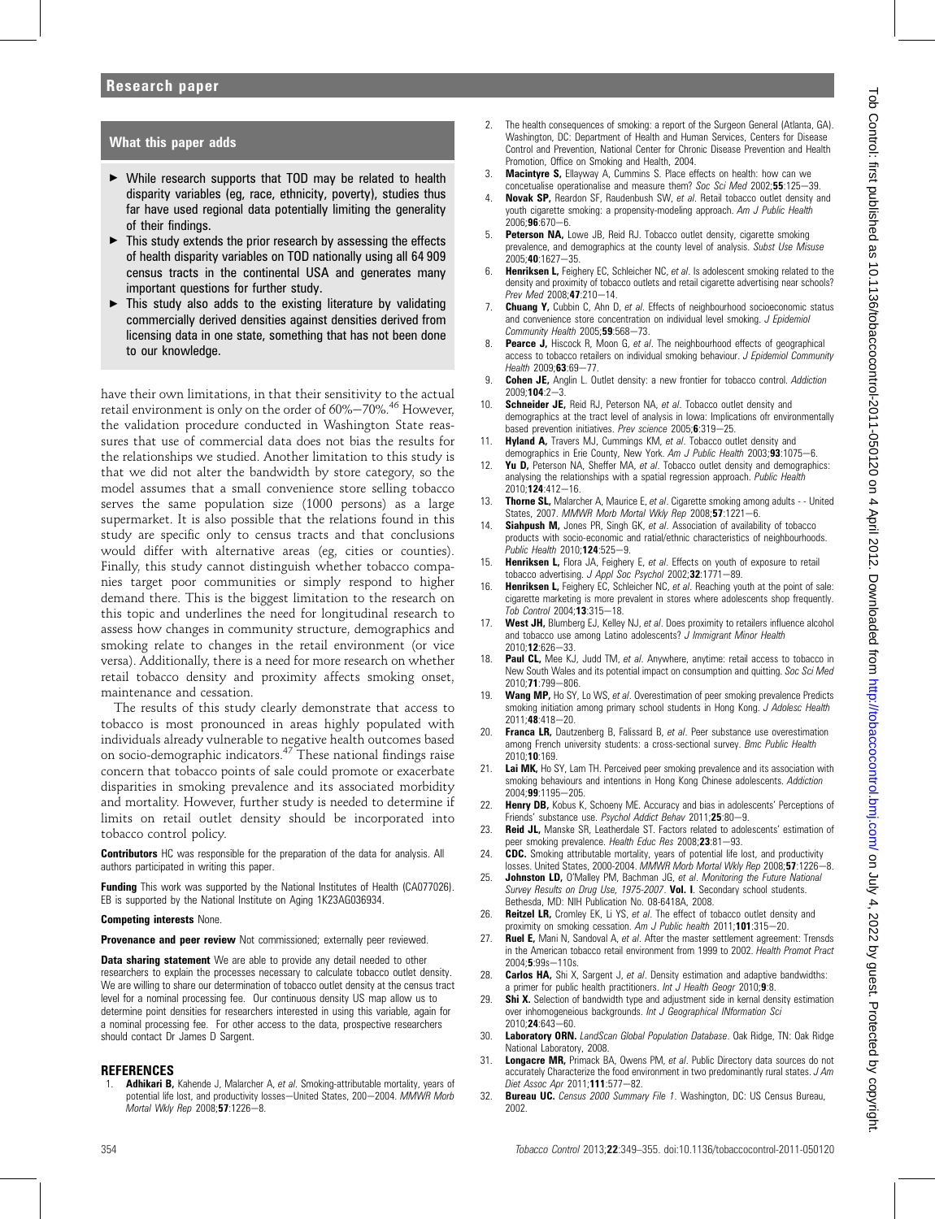## What this paper adds

- While research supports that TOD may be related to health disparity variables (eg, race, ethnicity, poverty), studies thus far have used regional data potentially limiting the generality of their findings.
- This study extends the prior research by assessing the effects of health disparity variables on TOD nationally using all 64 909 census tracts in the continental USA and generates many important questions for further study.
- This study also adds to the existing literature by validating commercially derived densities against densities derived from licensing data in one state, something that has not been done to our knowledge.

have their own limitations, in that their sensitivity to the actual retail environment is only on the order of 60%–70%.[46] However, the validation procedure conducted in Washington State reassures that use of commercial data does not bias the results for the relationships we studied. Another limitation to this study is that we did not alter the bandwidth by store category, so the model assumes that a small convenience store selling tobacco serves the same population size (1000 persons) as a large supermarket. It is also possible that the relations found in this study are specific only to census tracts and that conclusions would differ with alternative areas (eg, cities or counties). Finally, this study cannot distinguish whether tobacco companies target poor communities or simply respond to higher demand there. This is the biggest limitation to the research on this topic and underlines the need for longitudinal research to assess how changes in community structure, demographics and smoking relate to changes in the retail environment (or vice versa). Additionally, there is a need for more research on whether retail tobacco density and proximity affects smoking onset, maintenance and cessation.

The results of this study clearly demonstrate that access to tobacco is most pronounced in areas highly populated with individuals already vulnerable to negative health outcomes based on socio-demographic indicators.[47] These national findings raise concern that tobacco points of sale could promote or exacerbate disparities in smoking prevalence and its associated morbidity and mortality. However, further study is needed to determine if limits on retail outlet density should be incorporated into tobacco control policy.

**Contributors** HC was responsible for the preparation of the data for analysis. All authors participated in writing this paper.

**Funding** This work was supported by the National Institutes of Health (CA077026). EB is supported by the National Institute on Aging 1K23AG036934.

**Competing interests** None.

**Provenance and peer review** Not commissioned; externally peer reviewed.

**Data sharing statement** We are able to provide any detail needed to other researchers to explain the processes necessary to calculate tobacco outlet density. We are willing to share our determination of tobacco outlet density at the census tract level for a nominal processing fee. Our continuous density US map allow us to determine point densities for researchers interested in using this variable, again for a nominal processing fee. For other access to the data, prospective researchers should contact Dr James D Sargent.

## REFERENCES

1. **Adhikari B,** Kahende J, Malarcher A, *et al*. Smoking-attributable mortality, years of potential life lost, and productivity losses—United States, 200–2004. *MMWR Morb Mortal Wkly Rep* 2008;**57**:1226–8.
2. The health consequences of smoking: a report of the Surgeon General (Atlanta, GA). Washington, DC: Department of Health and Human Services, Centers for Disease Control and Prevention, National Center for Chronic Disease Prevention and Health Promotion, Office on Smoking and Health, 2004.
3. **Macintyre S,** Ellayway A, Cummins S. Place effects on health: how can we concetualise operationalise and measure them? *Soc Sci Med* 2002;**55**:125–39.
4. **Novak SP,** Reardon SF, Raudenbush SW, *et al*. Retail tobacco outlet density and youth cigarette smoking: a propensity-modeling approach. *Am J Public Health* 2006;**96**:670–6.
5. **Peterson NA,** Lowe JB, Reid RJ. Tobacco outlet density, cigarette smoking prevalence, and demographics at the county level of analysis. *Subst Use Misuse* 2005;**40**:1627–35.
6. **Henriksen L,** Feighery EC, Schleicher NC, *et al*. Is adolescent smoking related to the density and proximity of tobacco outlets and retail cigarette advertising near schools? *Prev Med* 2008;**47**:210–14.
7. **Chuang Y,** Cubbin C, Ahn D, *et al*. Effects of neighbourhood socioeconomic status and convenience store concentration on individual level smoking. *J Epidemiol Community Health* 2005;**59**:568–73.
8. **Pearce J,** Hiscock R, Moon G, *et al*. The neighbourhood effects of geographical access to tobacco retailers on individual smoking behaviour. *J Epidemiol Community Health* 2009;**63**:69–77.
9. **Cohen JE,** Anglin L. Outlet density: a new frontier for tobacco control. *Addiction* 2009;**104**:2–3.
10. **Schneider JE,** Reid RJ, Peterson NA, *et al*. Tobacco outlet density and demographics at the tract level of analysis in Iowa: Implications ofr environmentally based prevention initiatives. *Prev science* 2005;**6**:319–25.
11. **Hyland A,** Travers MJ, Cummings KM, *et al*. Tobacco outlet density and demographics in Erie County, New York. *Am J Public Health* 2003;**93**:1075–6.
12. **Yu D,** Peterson NA, Sheffer MA, *et al*. Tobacco outlet density and demographics: analysing the relationships with a spatial regression approach. *Public Health* 2010;**124**:412–16.
13. **Thorne SL,** Malarcher A, Maurice E, *et al*. Cigarette smoking among adults - - United States, 2007. *MMWR Morb Mortal Wkly Rep* 2008;**57**:1221–6.
14. **Siahpush M,** Jones PR, Singh GK, *et al*. Association of availability of tobacco products with socio-economic and ratial/ethnic characteristics of neighbourhoods. *Public Health* 2010;**124**:525–9.
15. **Henriksen L,** Flora JA, Feighery E, *et al*. Effects on youth of exposure to retail tobacco advertising. *J Appl Soc Psychol* 2002;**32**:1771–89.
16. **Henriksen L,** Feighery EC, Schleicher NC, *et al*. Reaching youth at the point of sale: cigarette marketing is more prevalent in stores where adolescents shop frequently. *Tob Control* 2004;**13**:315–18.
17. **West JH,** Blumberg EJ, Kelley NJ, *et al*. Does proximity to retailers influence alcohol and tobacco use among Latino adolescents? *J Immigrant Minor Health* 2010;**12**:626–33.
18. **Paul CL,** Mee KJ, Judd TM, *et al*. Anywhere, anytime: retail access to tobacco in New South Wales and its potential impact on consumption and quitting. *Soc Sci Med* 2010;**71**:799–806.
19. **Wang MP,** Ho SY, Lo WS, *et al*. Overestimation of peer smoking prevalence Predicts smoking initiation among primary school students in Hong Kong. *J Adolesc Health* 2011;**48**:418–20.
20. **Franca LR,** Dautzenberg B, Falissard B, *et al*. Peer substance use overestimation among French university students: a cross-sectional survey. *Bmc Public Health* 2010;**10**:169.
21. **Lai MK,** Ho SY, Lam TH. Perceived peer smoking prevalence and its association with smoking behaviours and intentions in Hong Kong Chinese adolescents. *Addiction* 2004;**99**:1195–205.
22. **Henry DB,** Kobus K, Schoeny ME. Accuracy and bias in adolescents' Perceptions of Friends' substance use. *Psychol Addict Behav* 2011;**25**:80–9.
23. **Reid JL,** Manske SR, Leatherdale ST. Factors related to adolescents' estimation of peer smoking prevalence. *Health Educ Res* 2008;**23**:81–93.
24. **CDC.** Smoking attributable mortality, years of potential life lost, and productivity losses. United States, 2000-2004. *MMWR Morb Mortal Wkly Rep* 2008;**57**:1226–8.
25. **Johnston LD,** O'Malley PM, Bachman JG, *et al*. *Monitoring the Future National Survey Results on Drug Use, 1975-2007*. **Vol. I**. Secondary school students. Bethesda, MD: NIH Publication No. 08-6418A, 2008.
26. **Reitzel LR,** Cromley EK, Li YS, *et al*. The effect of tobacco outlet density and proximity on smoking cessation. *Am J Public health* 2011;**101**:315–20.
27. **Ruel E,** Mani N, Sandoval A, *et al*. After the master settlement agreement: Trensds in the American tobacco retail environment from 1999 to 2002. *Health Promot Pract* 2004;**5**:99s–110s.
28. **Carlos HA,** Shi X, Sargent J, *et al*. Density estimation and adaptive bandwidths: a primer for public health practitioners. *Int J Health Geogr* 2010;**9**:8.
29. **Shi X.** Selection of bandwidth type and adjustment side in kernal density estimation over inhomogeneious backgrounds. *Int J Geographical INformation Sci* 2010;**24**:643–60.
30. **Laboratory ORN.** *LandScan Global Population Database*. Oak Ridge, TN: Oak Ridge National Laboratory, 2008.
31. **Longacre MR,** Primack BA, Owens PM, *et al*. Public Directory data sources do not accurately Characterize the food environment in two predominantly rural states. *J Am Diet Assoc Apr* 2011;**111**:577–82.
32. **Bureau UC.** *Census 2000 Summary File 1*. Washington, DC: US Census Bureau, 2002.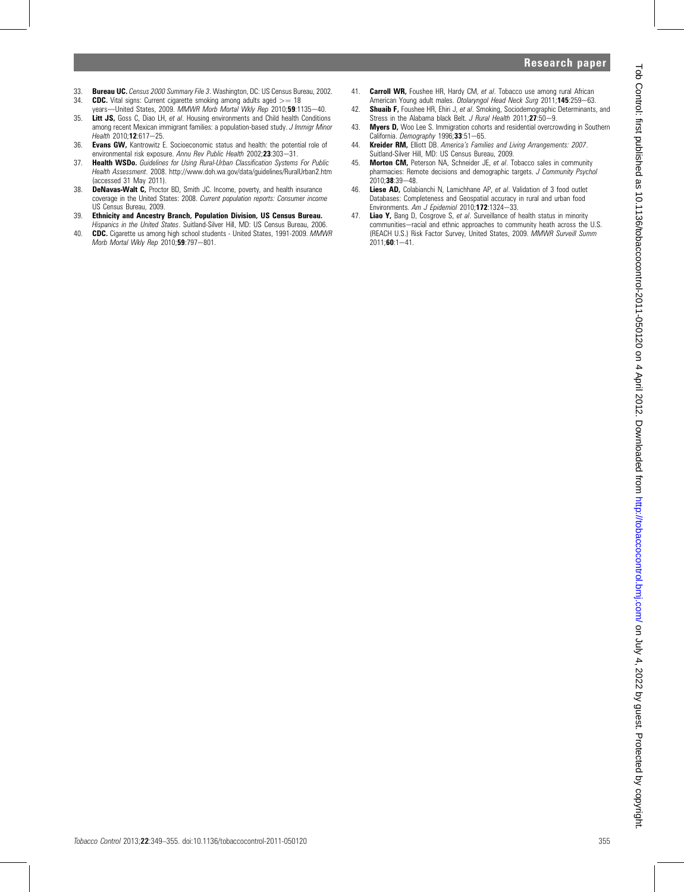33. **Bureau UC.** *Census 2000 Summary File 3*. Washington, DC: US Census Bureau, 2002.
34. **CDC.** Vital signs: Current cigarette smoking among adults aged >= 18 years—United States, 2009. *MMWR Morb Mortal Wkly Rep* 2010;**59**:1135—40.
35. **Litt JS,** Goss C, Diao LH, *et al*. Housing environments and Child health Conditions among recent Mexican immigrant families: a population-based study. *J Immigr Minor Health* 2010;**12**:617—25.
36. **Evans GW,** Kantrowitz E. Socioeconomic status and health: the potential role of environmental risk exposure. *Annu Rev Public Health* 2002;**23**:303—31.
37. **Health WSDo.** *Guidelines for Using Rural-Urban Classification Systems For Public Health Assessment*. 2008. http://www.doh.wa.gov/data/guidelines/RuralUrban2.htm (accessed 31 May 2011).
38. **DeNavas-Walt C,** Proctor BD, Smith JC. Income, poverty, and health insurance coverage in the United States: 2008. *Current population reports: Consumer income* US Census Bureau, 2009.
39. **Ethnicity and Ancestry Branch, Population Division, US Census Bureau.** *Hispanics in the United States*. Suitland-Silver Hill, MD: US Census Bureau, 2006.
40. **CDC.** Cigarette us among high school students - United States, 1991-2009. *MMWR Morb Mortal Wkly Rep* 2010;**59**:797—801.
41. **Carroll WR,** Foushee HR, Hardy CM, *et al*. Tobacco use among rural African American Young adult males. *Otolaryngol Head Neck Surg* 2011;**145**:259—63.
42. **Shuaib F,** Foushee HR, Ehiri J, *et al*. Smoking, Sociodemographic Determinants, and Stress in the Alabama black Belt. *J Rural Health* 2011;**27**:50—9.
43. **Myers D,** Woo Lee S. Immigration cohorts and residential overcrowding in Southern California. *Demography* 1996;**33**:51—65.
44. **Kreider RM,** Elliott DB. *America's Families and Living Arrangements: 2007*. Suitland-Silver Hill, MD: US Census Bureau, 2009.
45. **Morton CM,** Peterson NA, Schneider JE, *et al*. Tobacco sales in community pharmacies: Remote decisions and demographic targets. *J Community Psychol* 2010;**38**:39—48.
46. **Liese AD,** Colabianchi N, Lamichhane AP, *et al*. Validation of 3 food outlet Databases: Completeness and Geospatial accuracy in rural and urban food Environments. *Am J Epidemiol* 2010;**172**:1324—33.
47. **Liao Y,** Bang D, Cosgrove S, *et al*. Surveillance of health status in minority communities—racial and ethnic approaches to community heath across the U.S. (REACH U.S.) Risk Factor Survey, United States, 2009. *MMWR Surveill Summ* 2011;**60**:1—41.